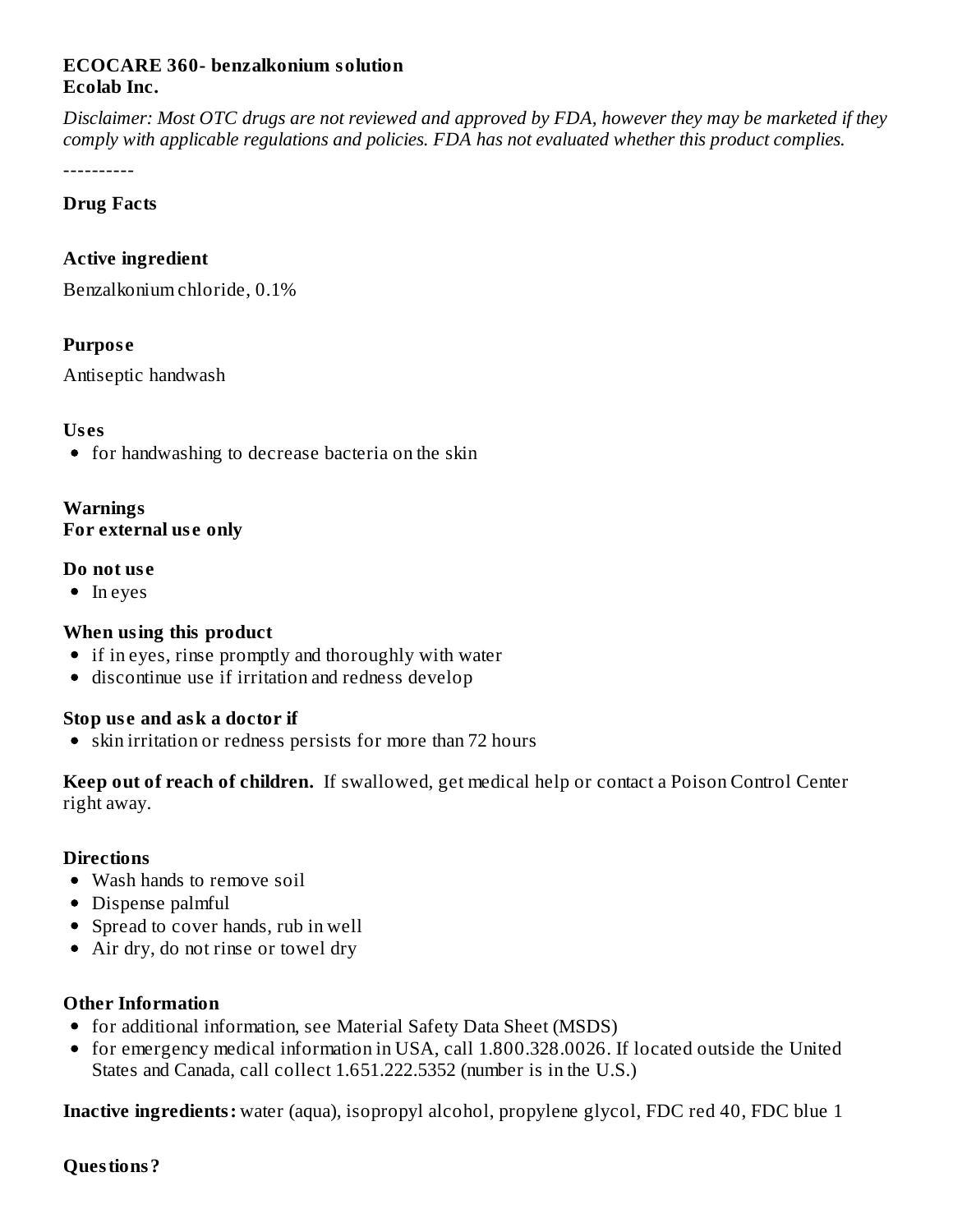**ECOCARE 360- benzalkonium solution**
**Ecolab Inc.**

*Disclaimer: Most OTC drugs are not reviewed and approved by FDA, however they may be marketed if they comply with applicable regulations and policies. FDA has not evaluated whether this product complies.*

----------

## Drug Facts

### Active ingredient

Benzalkonium chloride, 0.1%

### Purpose

Antiseptic handwash

### Uses

- for handwashing to decrease bacteria on the skin

### Warnings

**For external use only**

**Do not use**

- In eyes

**When using this product**

- if in eyes, rinse promptly and thoroughly with water
- discontinue use if irritation and redness develop

**Stop use and ask a doctor if**

- skin irritation or redness persists for more than 72 hours

**Keep out of reach of children.** If swallowed, get medical help or contact a Poison Control Center right away.

### Directions

- Wash hands to remove soil
- Dispense palmful
- Spread to cover hands, rub in well
- Air dry, do not rinse or towel dry

### Other Information

- for additional information, see Material Safety Data Sheet (MSDS)
- for emergency medical information in USA, call 1.800.328.0026. If located outside the United States and Canada, call collect 1.651.222.5352 (number is in the U.S.)

**Inactive ingredients:** water (aqua), isopropyl alcohol, propylene glycol, FDC red 40, FDC blue 1

### Questions?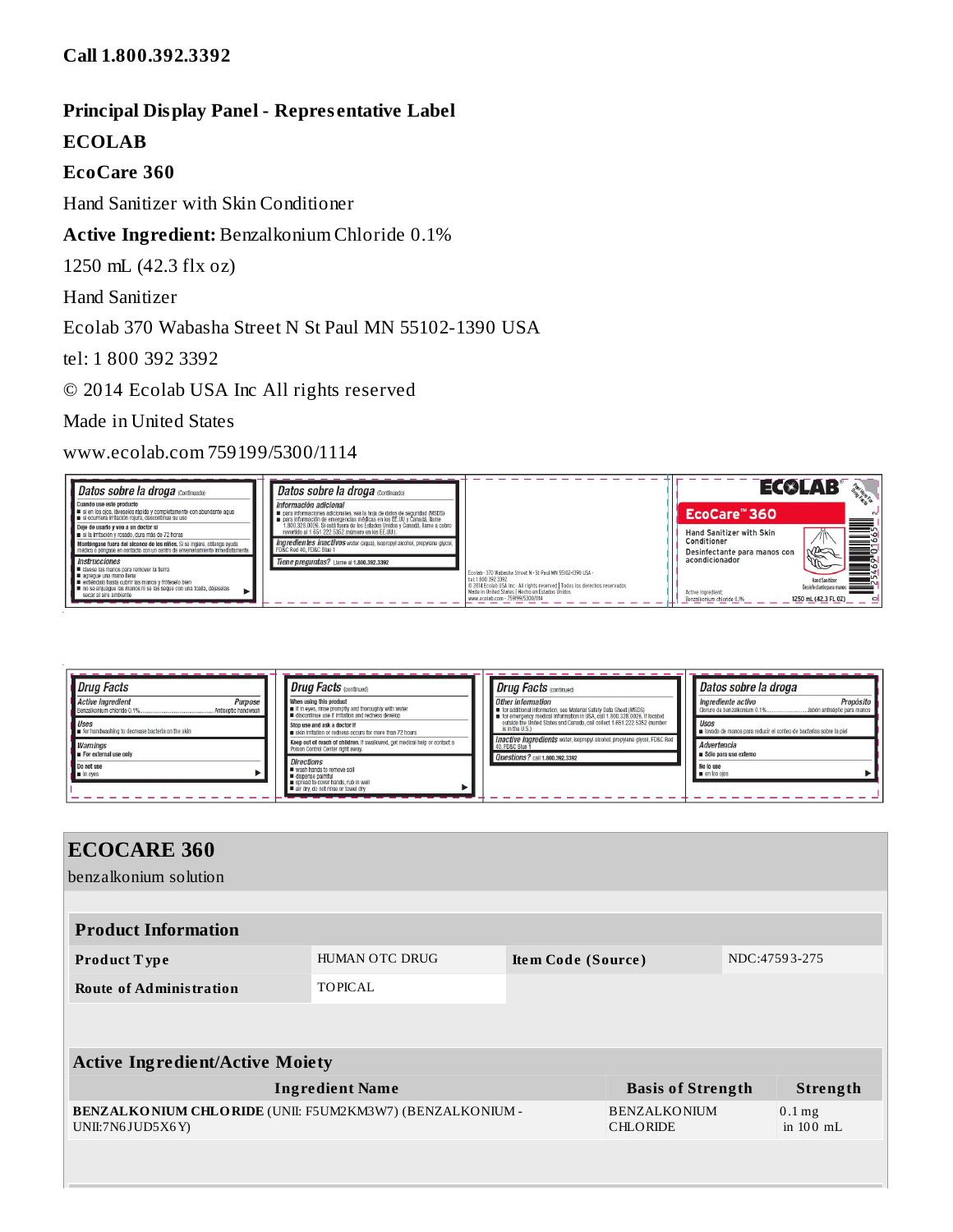**Call 1.800.392.3392**

**Principal Display Panel - Representative Label**

**ECOLAB**

**EcoCare 360**

Hand Sanitizer with Skin Conditioner

**Active Ingredient:** Benzalkonium Chloride 0.1%

1250 mL (42.3 flx oz)

Hand Sanitizer

Ecolab 370 Wabasha Street N St Paul MN 55102-1390 USA

tel: 1 800 392 3392

© 2014 Ecolab USA Inc All rights reserved

Made in United States

www.ecolab.com 759199/5300/1114

## ECOCARE 360

benzalkonium solution

| Product Information | | | |
|---|---|---|---|
| **Product Type** | HUMAN OTC DRUG | **Item Code (Source)** | NDC:47593-275 |
| **Route of Administration** | TOPICAL | | |

| Active Ingredient/Active Moiety | | |
|---|---|---|
| **Ingredient Name** | **Basis of Strength** | **Strength** |
| **BENZALKONIUM CHLORIDE** (UNII: F5UM2KM3W7) (BENZALKONIUM - UNII:7N6JUD5X6Y) | BENZALKONIUM CHLORIDE | 0.1 mg in 100 mL |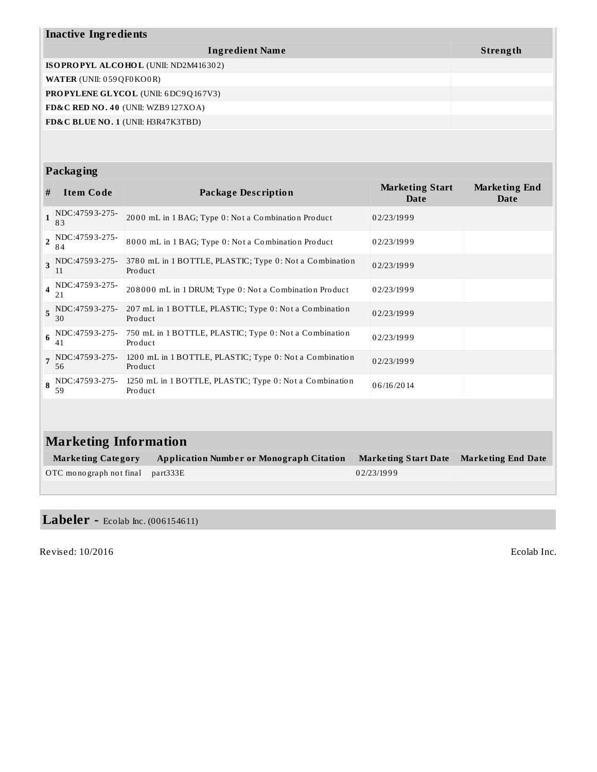## Inactive Ingredients

| Ingredient Name | Strength |
|---|---|
| **ISOPROPYL ALCOHOL** (UNII: ND2M416302) | |
| **WATER** (UNII: 059QF0KO0R) | |
| **PROPYLENE GLYCOL** (UNII: 6DC9Q167V3) | |
| **FD&C RED NO. 40** (UNII: WZB9127XOA) | |
| **FD&C BLUE NO. 1** (UNII: H3R47K3TBD) | |

## Packaging

| # | Item Code | Package Description | Marketing Start Date | Marketing End Date |
|---|---|---|---|---|
| 1 | NDC:47593-275-83 | 2000 mL in 1 BAG; Type 0: Not a Combination Product | 02/23/1999 | |
| 2 | NDC:47593-275-84 | 8000 mL in 1 BAG; Type 0: Not a Combination Product | 02/23/1999 | |
| 3 | NDC:47593-275-11 | 3780 mL in 1 BOTTLE, PLASTIC; Type 0: Not a Combination Product | 02/23/1999 | |
| 4 | NDC:47593-275-21 | 208000 mL in 1 DRUM; Type 0: Not a Combination Product | 02/23/1999 | |
| 5 | NDC:47593-275-30 | 207 mL in 1 BOTTLE, PLASTIC; Type 0: Not a Combination Product | 02/23/1999 | |
| 6 | NDC:47593-275-41 | 750 mL in 1 BOTTLE, PLASTIC; Type 0: Not a Combination Product | 02/23/1999 | |
| 7 | NDC:47593-275-56 | 1200 mL in 1 BOTTLE, PLASTIC; Type 0: Not a Combination Product | 02/23/1999 | |
| 8 | NDC:47593-275-59 | 1250 mL in 1 BOTTLE, PLASTIC; Type 0: Not a Combination Product | 06/16/2014 | |

## Marketing Information

| Marketing Category | Application Number or Monograph Citation | Marketing Start Date | Marketing End Date |
|---|---|---|---|
| OTC monograph not final | part333E | 02/23/1999 | |

## Labeler - Ecolab Inc. (006154611)

Revised: 10/2016

Ecolab Inc.